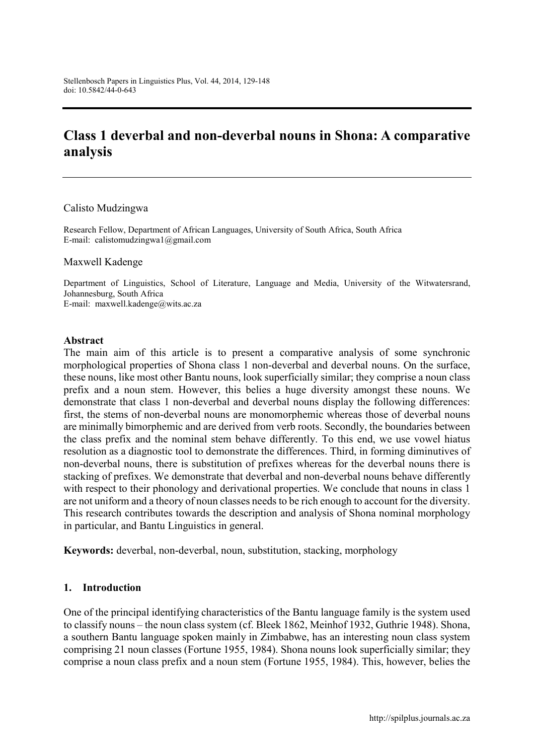# Class 1 deverbal and non-deverbal nouns in Shona: A comparative analysis

Calisto Mudzingwa

Research Fellow, Department of African Languages, University of South Africa, South Africa
E-mail: calistomudzingwa1@gmail.com

Maxwell Kadenge

Department of Linguistics, School of Literature, Language and Media, University of the Witwatersrand, Johannesburg, South Africa
E-mail: maxwell.kadenge@wits.ac.za

**Abstract**

The main aim of this article is to present a comparative analysis of some synchronic morphological properties of Shona class 1 non-deverbal and deverbal nouns. On the surface, these nouns, like most other Bantu nouns, look superficially similar; they comprise a noun class prefix and a noun stem. However, this belies a huge diversity amongst these nouns. We demonstrate that class 1 non-deverbal and deverbal nouns display the following differences: first, the stems of non-deverbal nouns are monomorphemic whereas those of deverbal nouns are minimally bimorphemic and are derived from verb roots. Secondly, the boundaries between the class prefix and the nominal stem behave differently. To this end, we use vowel hiatus resolution as a diagnostic tool to demonstrate the differences. Third, in forming diminutives of non-deverbal nouns, there is substitution of prefixes whereas for the deverbal nouns there is stacking of prefixes. We demonstrate that deverbal and non-deverbal nouns behave differently with respect to their phonology and derivational properties. We conclude that nouns in class 1 are not uniform and a theory of noun classes needs to be rich enough to account for the diversity. This research contributes towards the description and analysis of Shona nominal morphology in particular, and Bantu Linguistics in general.

**Keywords:** deverbal, non-deverbal, noun, substitution, stacking, morphology

## 1. Introduction

One of the principal identifying characteristics of the Bantu language family is the system used to classify nouns – the noun class system (cf. Bleek 1862, Meinhof 1932, Guthrie 1948). Shona, a southern Bantu language spoken mainly in Zimbabwe, has an interesting noun class system comprising 21 noun classes (Fortune 1955, 1984). Shona nouns look superficially similar; they comprise a noun class prefix and a noun stem (Fortune 1955, 1984). This, however, belies the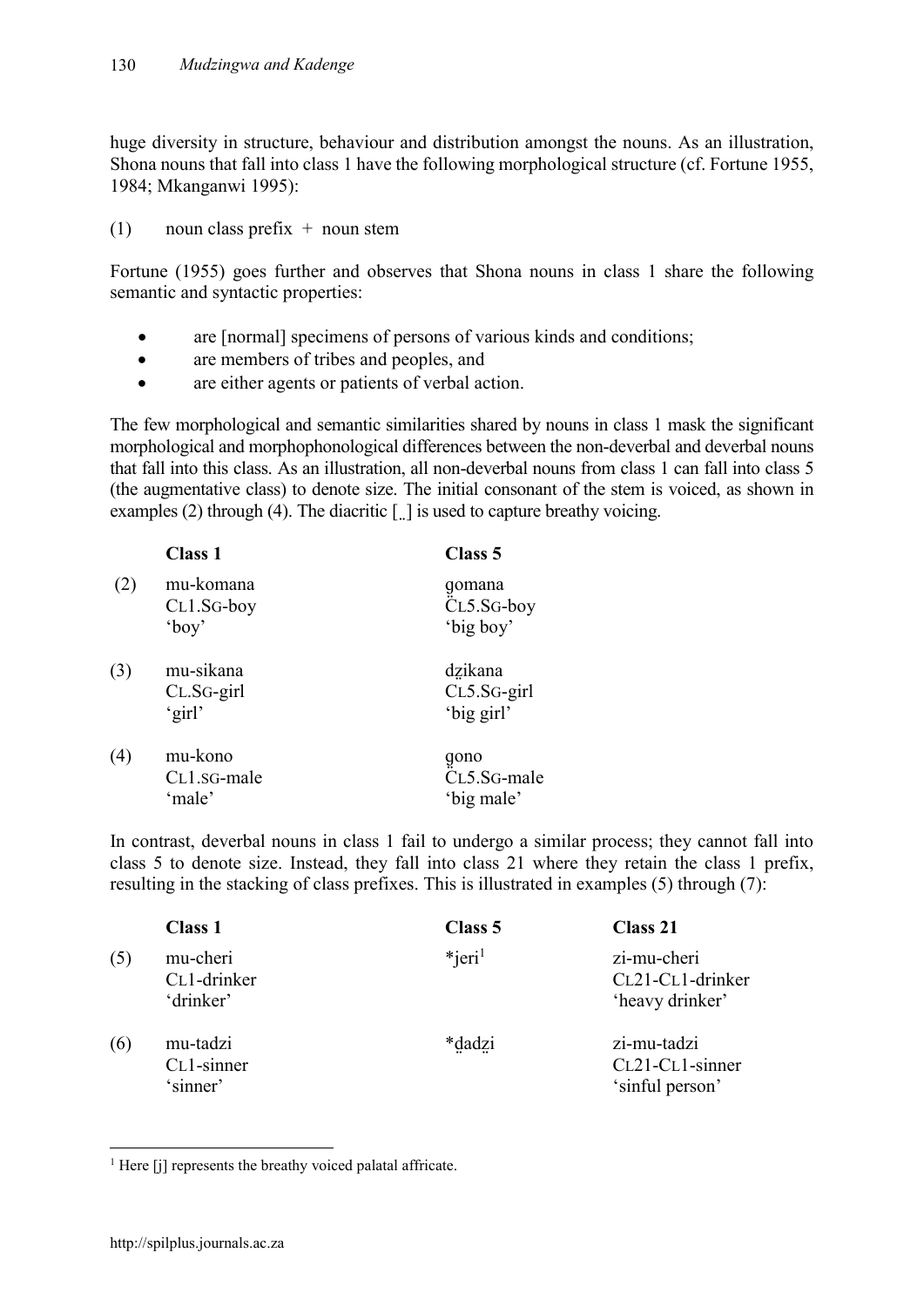huge diversity in structure, behaviour and distribution amongst the nouns. As an illustration, Shona nouns that fall into class 1 have the following morphological structure (cf. Fortune 1955, 1984; Mkanganwi 1995):

(1) noun class prefix + noun stem

Fortune (1955) goes further and observes that Shona nouns in class 1 share the following semantic and syntactic properties:

- are [normal] specimens of persons of various kinds and conditions;
- are members of tribes and peoples, and
- are either agents or patients of verbal action.

The few morphological and semantic similarities shared by nouns in class 1 mask the significant morphological and morphophonological differences between the non-deverbal and deverbal nouns that fall into this class. As an illustration, all non-deverbal nouns from class 1 can fall into class 5 (the augmentative class) to denote size. The initial consonant of the stem is voiced, as shown in examples (2) through (4). The diacritic [ ̤ ] is used to capture breathy voicing.

| | Class 1 | Class 5 |
|---|---|---|
| (2) | mu-komana<br>CL1.SG-boy<br>'boy' | g̤omana<br>CL5.SG-boy<br>'big boy' |
| (3) | mu-sikana<br>CL.SG-girl<br>'girl' | dẕikana<br>CL5.SG-girl<br>'big girl' |
| (4) | mu-kono<br>CL1.SG-male<br>'male' | g̤ono<br>CL5.SG-male<br>'big male' |

In contrast, deverbal nouns in class 1 fail to undergo a similar process; they cannot fall into class 5 to denote size. Instead, they fall into class 21 where they retain the class 1 prefix, resulting in the stacking of class prefixes. This is illustrated in examples (5) through (7):

| | Class 1 | Class 5 | Class 21 |
|---|---|---|---|
| (5) | mu-cheri<br>CL1-drinker<br>'drinker' | *jeri[1] | zi-mu-cheri<br>CL21-CL1-drinker<br>'heavy drinker' |
| (6) | mu-tadzi<br>CL1-sinner<br>'sinner' | *d̤adẕi | zi-mu-tadzi<br>CL21-CL1-sinner<br>'sinful person' |

[1] Here [j] represents the breathy voiced palatal affricate.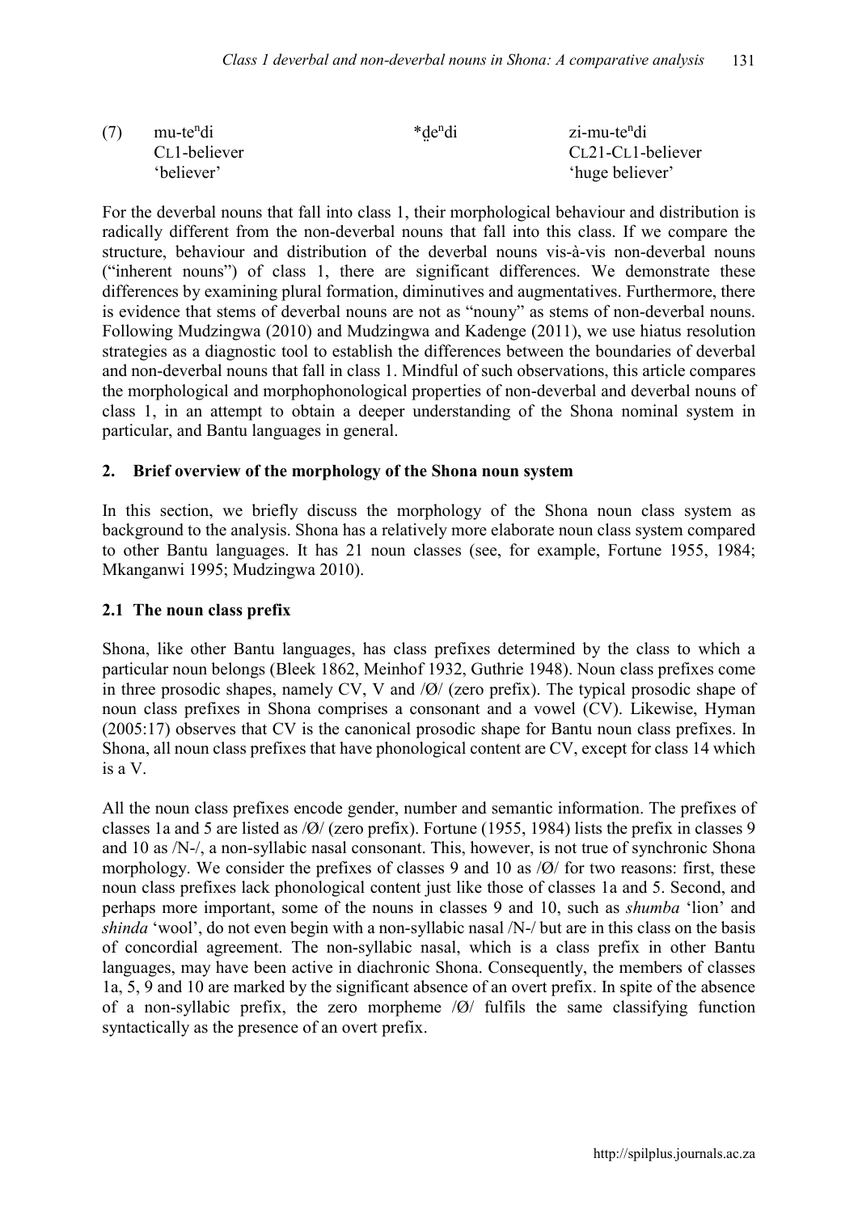(7) mu-te$^{n}$di *d̤e$^{n}$di zi-mu-te$^{n}$di

CL1-believer CL21-CL1-believer

'believer' 'huge believer'

For the deverbal nouns that fall into class 1, their morphological behaviour and distribution is radically different from the non-deverbal nouns that fall into this class. If we compare the structure, behaviour and distribution of the deverbal nouns vis-à-vis non-deverbal nouns ("inherent nouns") of class 1, there are significant differences. We demonstrate these differences by examining plural formation, diminutives and augmentatives. Furthermore, there is evidence that stems of deverbal nouns are not as "nouny" as stems of non-deverbal nouns. Following Mudzingwa (2010) and Mudzingwa and Kadenge (2011), we use hiatus resolution strategies as a diagnostic tool to establish the differences between the boundaries of deverbal and non-deverbal nouns that fall in class 1. Mindful of such observations, this article compares the morphological and morphophonological properties of non-deverbal and deverbal nouns of class 1, in an attempt to obtain a deeper understanding of the Shona nominal system in particular, and Bantu languages in general.

## 2. Brief overview of the morphology of the Shona noun system

In this section, we briefly discuss the morphology of the Shona noun class system as background to the analysis. Shona has a relatively more elaborate noun class system compared to other Bantu languages. It has 21 noun classes (see, for example, Fortune 1955, 1984; Mkanganwi 1995; Mudzingwa 2010).

### 2.1 The noun class prefix

Shona, like other Bantu languages, has class prefixes determined by the class to which a particular noun belongs (Bleek 1862, Meinhof 1932, Guthrie 1948). Noun class prefixes come in three prosodic shapes, namely CV, V and /Ø/ (zero prefix). The typical prosodic shape of noun class prefixes in Shona comprises a consonant and a vowel (CV). Likewise, Hyman (2005:17) observes that CV is the canonical prosodic shape for Bantu noun class prefixes. In Shona, all noun class prefixes that have phonological content are CV, except for class 14 which is a V.

All the noun class prefixes encode gender, number and semantic information. The prefixes of classes 1a and 5 are listed as /Ø/ (zero prefix). Fortune (1955, 1984) lists the prefix in classes 9 and 10 as /N-/, a non-syllabic nasal consonant. This, however, is not true of synchronic Shona morphology. We consider the prefixes of classes 9 and 10 as /Ø/ for two reasons: first, these noun class prefixes lack phonological content just like those of classes 1a and 5. Second, and perhaps more important, some of the nouns in classes 9 and 10, such as *shumba* 'lion' and *shinda* 'wool', do not even begin with a non-syllabic nasal /N-/ but are in this class on the basis of concordial agreement. The non-syllabic nasal, which is a class prefix in other Bantu languages, may have been active in diachronic Shona. Consequently, the members of classes 1a, 5, 9 and 10 are marked by the significant absence of an overt prefix. In spite of the absence of a non-syllabic prefix, the zero morpheme /Ø/ fulfils the same classifying function syntactically as the presence of an overt prefix.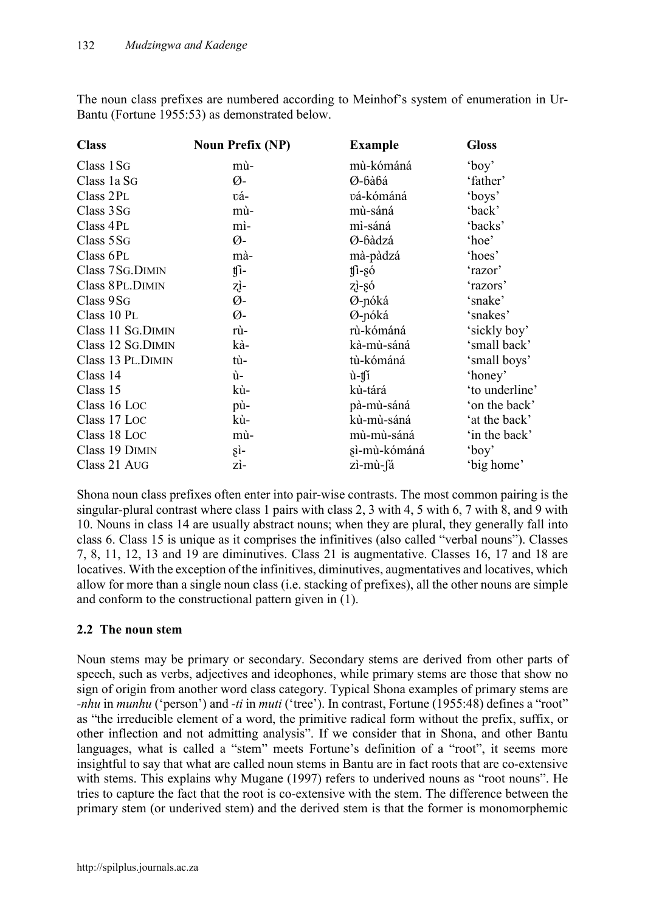The noun class prefixes are numbered according to Meinhof's system of enumeration in Ur-Bantu (Fortune 1955:53) as demonstrated below.

| **Class** | **Noun Prefix (NP)** | **Example** | **Gloss** |
|---|---|---|---|
| Class 1 SG | mù- | mù-kómáná | 'boy' |
| Class 1a SG | Ø- | Ø-ɓàɓá | 'father' |
| Class 2 PL | ʋá- | ʋá-kómáná | 'boys' |
| Class 3 SG | mù- | mù-sáná | 'back' |
| Class 4 PL | mì- | mì-sáná | 'backs' |
| Class 5 SG | Ø- | Ø-ɓàdzá | 'hoe' |
| Class 6 PL | mà- | mà-pàdzá | 'hoes' |
| Class 7 SG.DIMIN | ʧì- | ʧì-ʂó | 'razor' |
| Class 8 PL.DIMIN | zì- | zì-ʂó | 'razors' |
| Class 9 SG | Ø- | Ø-ɲóká | 'snake' |
| Class 10 PL | Ø- | Ø-ɲóká | 'snakes' |
| Class 11 SG.DIMIN | rù- | rù-kómáná | 'sickly boy' |
| Class 12 SG.DIMIN | kà- | kà-mù-sáná | 'small back' |
| Class 13 PL.DIMIN | tù- | tù-kómáná | 'small boys' |
| Class 14 | ù- | ù-ʧí | 'honey' |
| Class 15 | kù- | kù-tárá | 'to underline' |
| Class 16 LOC | pù- | pà-mù-sáná | 'on the back' |
| Class 17 LOC | kù- | kù-mù-sáná | 'at the back' |
| Class 18 LOC | mù- | mù-mù-sáná | 'in the back' |
| Class 19 DIMIN | ʂì- | ʂì-mù-kómáná | 'boy' |
| Class 21 AUG | zì- | zì-mù-ʃá | 'big home' |

Shona noun class prefixes often enter into pair-wise contrasts. The most common pairing is the singular-plural contrast where class 1 pairs with class 2, 3 with 4, 5 with 6, 7 with 8, and 9 with 10. Nouns in class 14 are usually abstract nouns; when they are plural, they generally fall into class 6. Class 15 is unique as it comprises the infinitives (also called "verbal nouns"). Classes 7, 8, 11, 12, 13 and 19 are diminutives. Class 21 is augmentative. Classes 16, 17 and 18 are locatives. With the exception of the infinitives, diminutives, augmentatives and locatives, which allow for more than a single noun class (i.e. stacking of prefixes), all the other nouns are simple and conform to the constructional pattern given in (1).

## 2.2 The noun stem

Noun stems may be primary or secondary. Secondary stems are derived from other parts of speech, such as verbs, adjectives and ideophones, while primary stems are those that show no sign of origin from another word class category. Typical Shona examples of primary stems are *-nhu* in *munhu* ('person') and *-ti* in *muti* ('tree'). In contrast, Fortune (1955:48) defines a "root" as "the irreducible element of a word, the primitive radical form without the prefix, suffix, or other inflection and not admitting analysis". If we consider that in Shona, and other Bantu languages, what is called a "stem" meets Fortune's definition of a "root", it seems more insightful to say that what are called noun stems in Bantu are in fact roots that are co-extensive with stems. This explains why Mugane (1997) refers to underived nouns as "root nouns". He tries to capture the fact that the root is co-extensive with the stem. The difference between the primary stem (or underived stem) and the derived stem is that the former is monomorphemic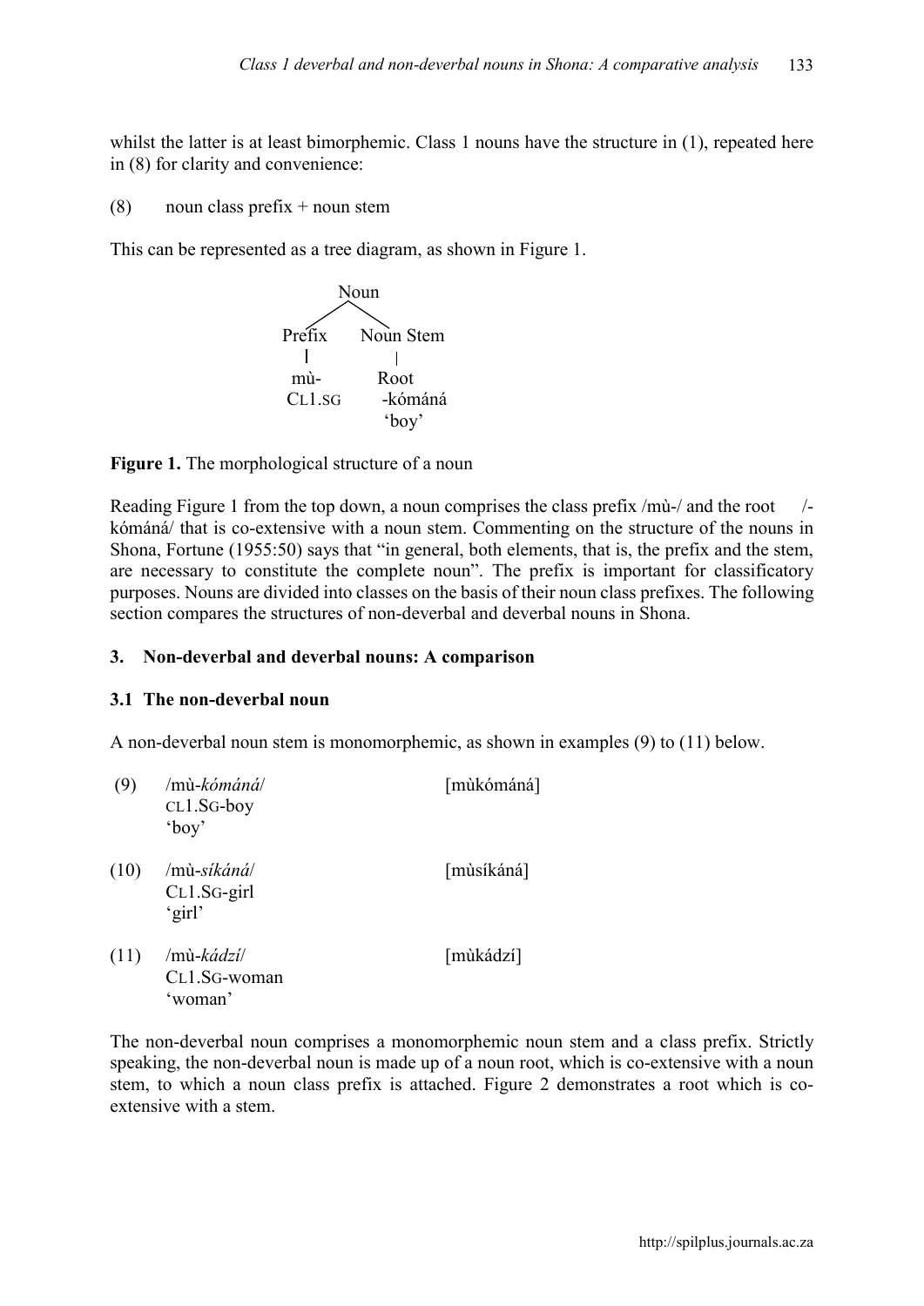whilst the latter is at least bimorphemic. Class 1 nouns have the structure in (1), repeated here in (8) for clarity and convenience:

(8) noun class prefix + noun stem

This can be represented as a tree diagram, as shown in Figure 1.

```
            Noun
          /      \
     Prefix     Noun Stem
       |            |
      mù-         Root
     CL1.SG      -kómáná
                  'boy'
```

**Figure 1.** The morphological structure of a noun

Reading Figure 1 from the top down, a noun comprises the class prefix /mù-/ and the root /-kómáná/ that is co-extensive with a noun stem. Commenting on the structure of the nouns in Shona, Fortune (1955:50) says that "in general, both elements, that is, the prefix and the stem, are necessary to constitute the complete noun". The prefix is important for classificatory purposes. Nouns are divided into classes on the basis of their noun class prefixes. The following section compares the structures of non-deverbal and deverbal nouns in Shona.

## 3. Non-deverbal and deverbal nouns: A comparison

### 3.1 The non-deverbal noun

A non-deverbal noun stem is monomorphemic, as shown in examples (9) to (11) below.

(9) /mù-*kómáná*/ [mùkómáná]
CL1.SG-boy
'boy'

(10) /mù-*síkáná*/ [mùsíkáná]
CL1.SG-girl
'girl'

(11) /mù-*kádzí*/ [mùkádzí]
CL1.SG-woman
'woman'

The non-deverbal noun comprises a monomorphemic noun stem and a class prefix. Strictly speaking, the non-deverbal noun is made up of a noun root, which is co-extensive with a noun stem, to which a noun class prefix is attached. Figure 2 demonstrates a root which is co-extensive with a stem.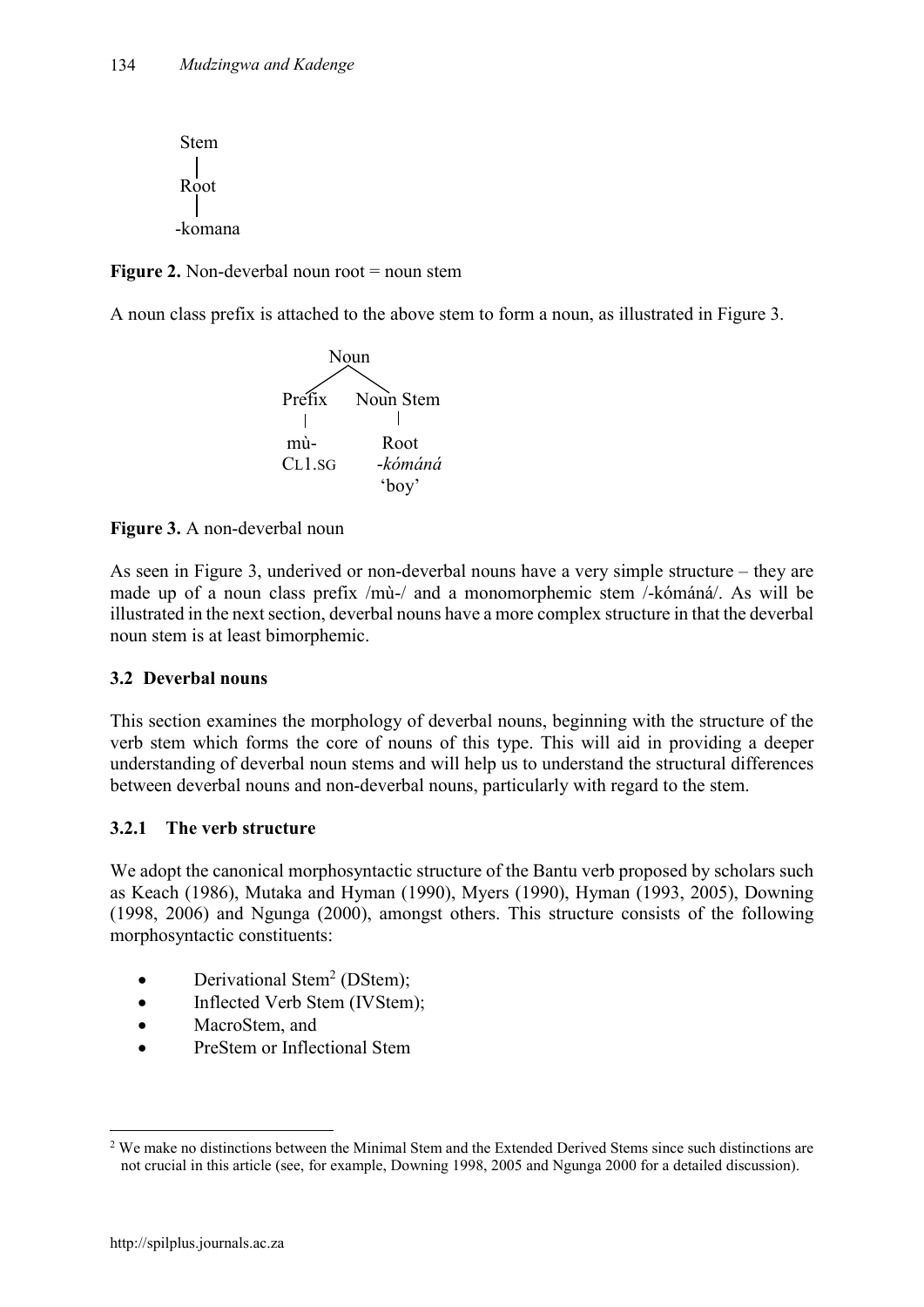```
Stem
 |
Root
 |
-komana
```

**Figure 2.** Non-deverbal noun root = noun stem

A noun class prefix is attached to the above stem to form a noun, as illustrated in Figure 3.

```
          Noun
         /    \
   Prefix      Noun Stem
     |             |
    mù-          Root
   CL1.SG       -kómáná
                'boy'
```

**Figure 3.** A non-deverbal noun

As seen in Figure 3, underived or non-deverbal nouns have a very simple structure – they are made up of a noun class prefix /mù-/ and a monomorphemic stem /-kómáná/. As will be illustrated in the next section, deverbal nouns have a more complex structure in that the deverbal noun stem is at least bimorphemic.

### 3.2 Deverbal nouns

This section examines the morphology of deverbal nouns, beginning with the structure of the verb stem which forms the core of nouns of this type. This will aid in providing a deeper understanding of deverbal noun stems and will help us to understand the structural differences between deverbal nouns and non-deverbal nouns, particularly with regard to the stem.

#### 3.2.1 The verb structure

We adopt the canonical morphosyntactic structure of the Bantu verb proposed by scholars such as Keach (1986), Mutaka and Hyman (1990), Myers (1990), Hyman (1993, 2005), Downing (1998, 2006) and Ngunga (2000), amongst others. This structure consists of the following morphosyntactic constituents:

- Derivational Stem[2] (DStem);
- Inflected Verb Stem (IVStem);
- MacroStem, and
- PreStem or Inflectional Stem

[2] We make no distinctions between the Minimal Stem and the Extended Derived Stems since such distinctions are not crucial in this article (see, for example, Downing 1998, 2005 and Ngunga 2000 for a detailed discussion).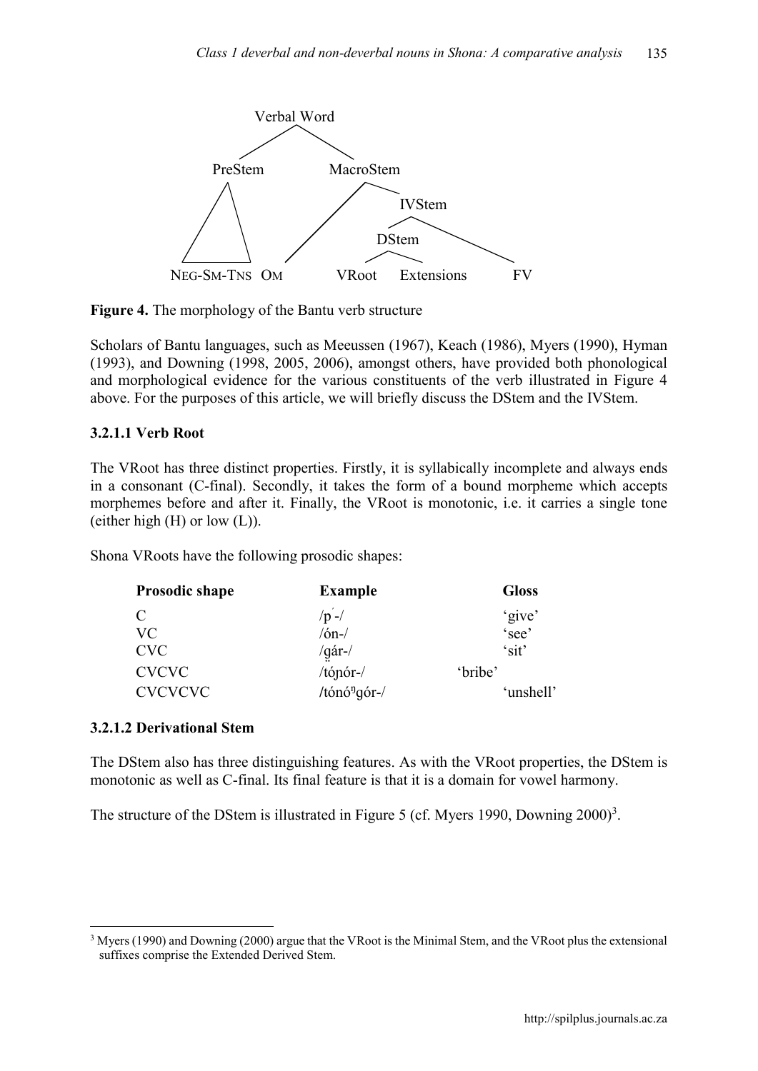```
                    Verbal Word
                   /           \
             PreStem           MacroStem
               /\              /       \
              /  \            /       IVStem
             /    \          /        /     \
            /      \        /      DStem     \
           /        \      /       /   \      \
NEG-SM-TNS          OM          VRoot  Extensions  FV
```

**Figure 4.** The morphology of the Bantu verb structure

Scholars of Bantu languages, such as Meeussen (1967), Keach (1986), Myers (1990), Hyman (1993), and Downing (1998, 2005, 2006), amongst others, have provided both phonological and morphological evidence for the various constituents of the verb illustrated in Figure 4 above. For the purposes of this article, we will briefly discuss the DStem and the IVStem.

#### 3.2.1.1 Verb Root

The VRoot has three distinct properties. Firstly, it is syllabically incomplete and always ends in a consonant (C-final). Secondly, it takes the form of a bound morpheme which accepts morphemes before and after it. Finally, the VRoot is monotonic, i.e. it carries a single tone (either high (H) or low (L)).

Shona VRoots have the following prosodic shapes:

| Prosodic shape | Example | Gloss |
|---|---|---|
| C | /p´-/ | 'give' |
| VC | /ón-/ | 'see' |
| CVC | /g̤ár-/ | 'sit' |
| CVCVC | /tóɲór-/ | 'bribe' |
| CVCVCVC | /tónóᵑgór-/ | 'unshell' |

#### 3.2.1.2 Derivational Stem

The DStem also has three distinguishing features. As with the VRoot properties, the DStem is monotonic as well as C-final. Its final feature is that it is a domain for vowel harmony.

The structure of the DStem is illustrated in Figure 5 (cf. Myers 1990, Downing 2000)[3].

---

[3] Myers (1990) and Downing (2000) argue that the VRoot is the Minimal Stem, and the VRoot plus the extensional suffixes comprise the Extended Derived Stem.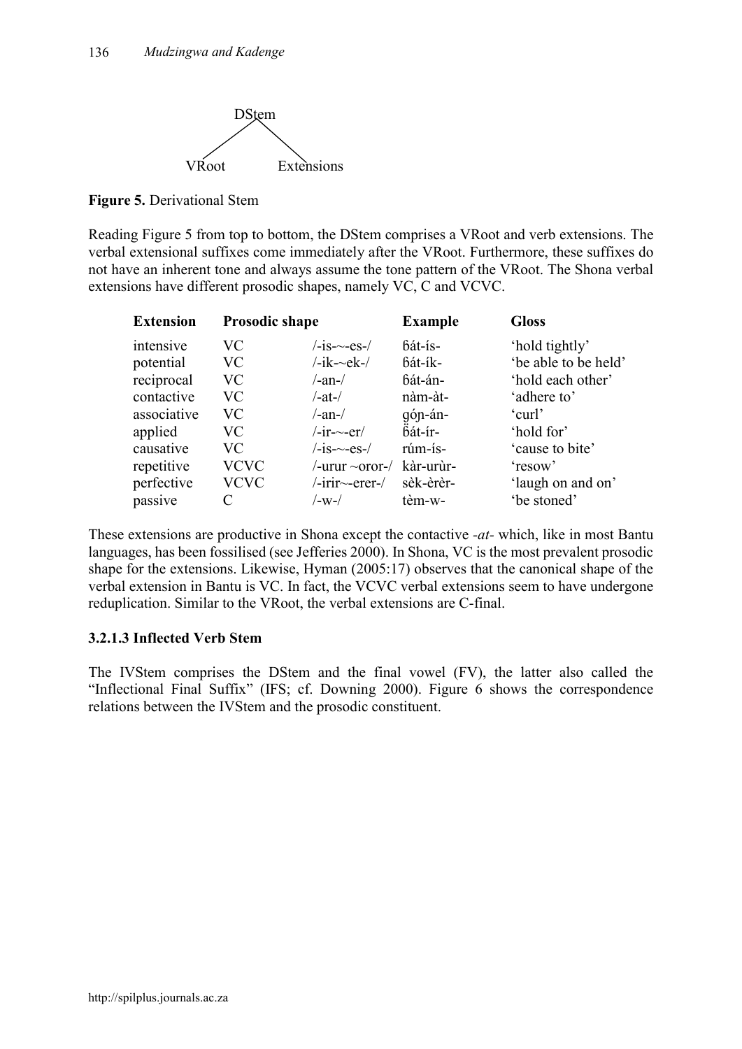DStem

VRoot Extensions

**Figure 5.** Derivational Stem

Reading Figure 5 from top to bottom, the DStem comprises a VRoot and verb extensions. The verbal extensional suffixes come immediately after the VRoot. Furthermore, these suffixes do not have an inherent tone and always assume the tone pattern of the VRoot. The Shona verbal extensions have different prosodic shapes, namely VC, C and VCVC.

| Extension | Prosodic shape | | Example | Gloss |
|---|---|---|---|---|
| intensive | VC | /-is-~-es-/ | ɓát-ís- | 'hold tightly' |
| potential | VC | /-ik-~ek-/ | ɓát-ík- | 'be able to be held' |
| reciprocal | VC | /-an-/ | ɓát-án- | 'hold each other' |
| contactive | VC | /-at-/ | nàm-àt- | 'adhere to' |
| associative | VC | /-an-/ | ɠóɲ-án- | 'curl' |
| applied | VC | /-ir-~-er/ | ɓ̤át-ír- | 'hold for' |
| causative | VC | /-is-~-es-/ | rúm-ís- | 'cause to bite' |
| repetitive | VCVC | /-urur ~oror-/ | kàr-urùr- | 'resow' |
| perfective | VCVC | /-irir~-erer-/ | sèk-èrèr- | 'laugh on and on' |
| passive | C | /-w-/ | tèm-w- | 'be stoned' |

These extensions are productive in Shona except the contactive *-at-* which, like in most Bantu languages, has been fossilised (see Jefferies 2000). In Shona, VC is the most prevalent prosodic shape for the extensions. Likewise, Hyman (2005:17) observes that the canonical shape of the verbal extension in Bantu is VC. In fact, the VCVC verbal extensions seem to have undergone reduplication. Similar to the VRoot, the verbal extensions are C-final.

### 3.2.1.3 Inflected Verb Stem

The IVStem comprises the DStem and the final vowel (FV), the latter also called the "Inflectional Final Suffix" (IFS; cf. Downing 2000). Figure 6 shows the correspondence relations between the IVStem and the prosodic constituent.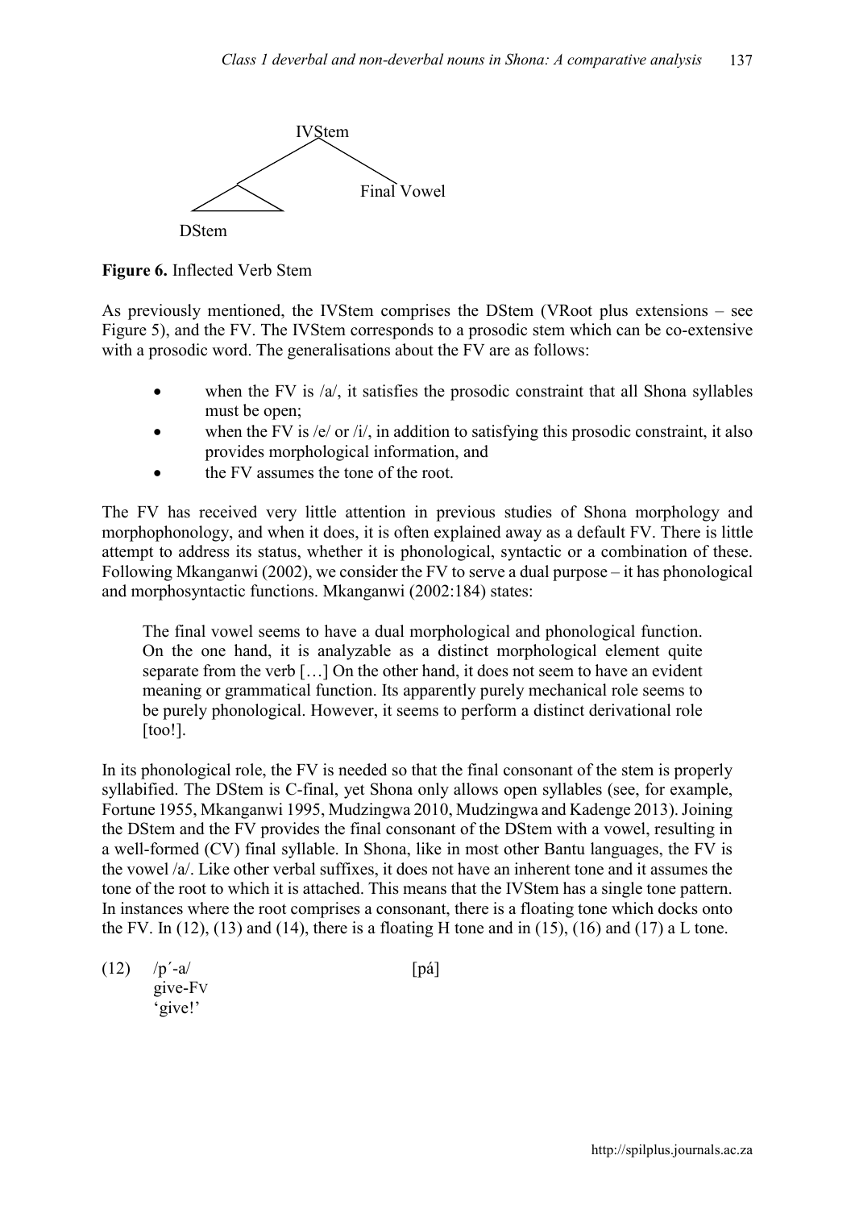```
            IVStem
           /      \
          /        Final Vowel
         /\
        /  \
       DStem
```

**Figure 6.** Inflected Verb Stem

As previously mentioned, the IVStem comprises the DStem (VRoot plus extensions – see Figure 5), and the FV. The IVStem corresponds to a prosodic stem which can be co-extensive with a prosodic word. The generalisations about the FV are as follows:

- when the FV is /a/, it satisfies the prosodic constraint that all Shona syllables must be open;
- when the FV is /e/ or /i/, in addition to satisfying this prosodic constraint, it also provides morphological information, and
- the FV assumes the tone of the root.

The FV has received very little attention in previous studies of Shona morphology and morphophonology, and when it does, it is often explained away as a default FV. There is little attempt to address its status, whether it is phonological, syntactic or a combination of these. Following Mkanganwi (2002), we consider the FV to serve a dual purpose – it has phonological and morphosyntactic functions. Mkanganwi (2002:184) states:

> The final vowel seems to have a dual morphological and phonological function. On the one hand, it is analyzable as a distinct morphological element quite separate from the verb […] On the other hand, it does not seem to have an evident meaning or grammatical function. Its apparently purely mechanical role seems to be purely phonological. However, it seems to perform a distinct derivational role [too!].

In its phonological role, the FV is needed so that the final consonant of the stem is properly syllabified. The DStem is C-final, yet Shona only allows open syllables (see, for example, Fortune 1955, Mkanganwi 1995, Mudzingwa 2010, Mudzingwa and Kadenge 2013). Joining the DStem and the FV provides the final consonant of the DStem with a vowel, resulting in a well-formed (CV) final syllable. In Shona, like in most other Bantu languages, the FV is the vowel /a/. Like other verbal suffixes, it does not have an inherent tone and it assumes the tone of the root to which it is attached. This means that the IVStem has a single tone pattern. In instances where the root comprises a consonant, there is a floating tone which docks onto the FV. In (12), (13) and (14), there is a floating H tone and in (15), (16) and (17) a L tone.

(12) /p´-a/ [pá]
give-FV
'give!'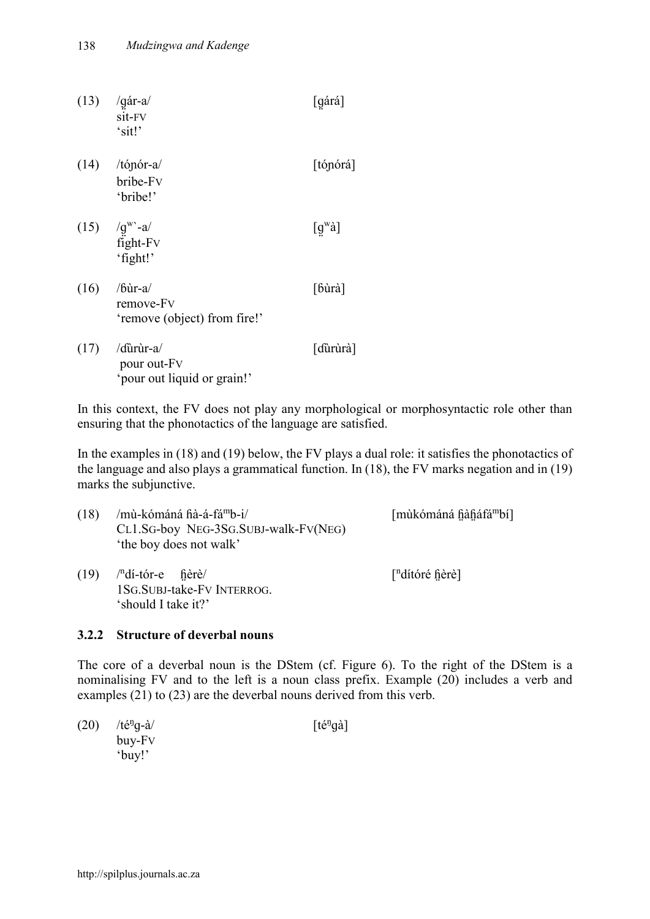(13) /g̤ár-a/ [g̤árá]
sit-FV
'sit!'

(14) /tóɲór-a/ [tóɲórá]
bribe-FV
'bribe!'

(15) /g̤ʷ`-a/ [g̤ʷà]
fight-FV
'fight!'

(16) /ɓùr-a/ [ɓùrà]
remove-FV
'remove (object) from fire!'

(17) /ɗùrùr-a/ [ɗùrùrà]
pour out-FV
'pour out liquid or grain!'

In this context, the FV does not play any morphological or morphosyntactic role other than ensuring that the phonotactics of the language are satisfied.

In the examples in (18) and (19) below, the FV plays a dual role: it satisfies the phonotactics of the language and also plays a grammatical function. In (18), the FV marks negation and in (19) marks the subjunctive.

(18) /mù-kómáná ɦà-á-fáᵐb-i/ [mùkómáná ɦ̤àɦ̤áfáᵐbí]
CL1.SG-boy NEG-3SG.SUBJ-walk-FV(NEG)
'the boy does not walk'

(19) /ⁿdí-tór-e ɦ̤èrè/ [ⁿdítóré ɦ̤èrè]
1SG.SUBJ-take-FV INTERROG.
'should I take it?'

### 3.2.2 Structure of deverbal nouns

The core of a deverbal noun is the DStem (cf. Figure 6). To the right of the DStem is a nominalising FV and to the left is a noun class prefix. Example (20) includes a verb and examples (21) to (23) are the deverbal nouns derived from this verb.

(20) /téᵑg-à/ [téᵑgà]
buy-FV
'buy!'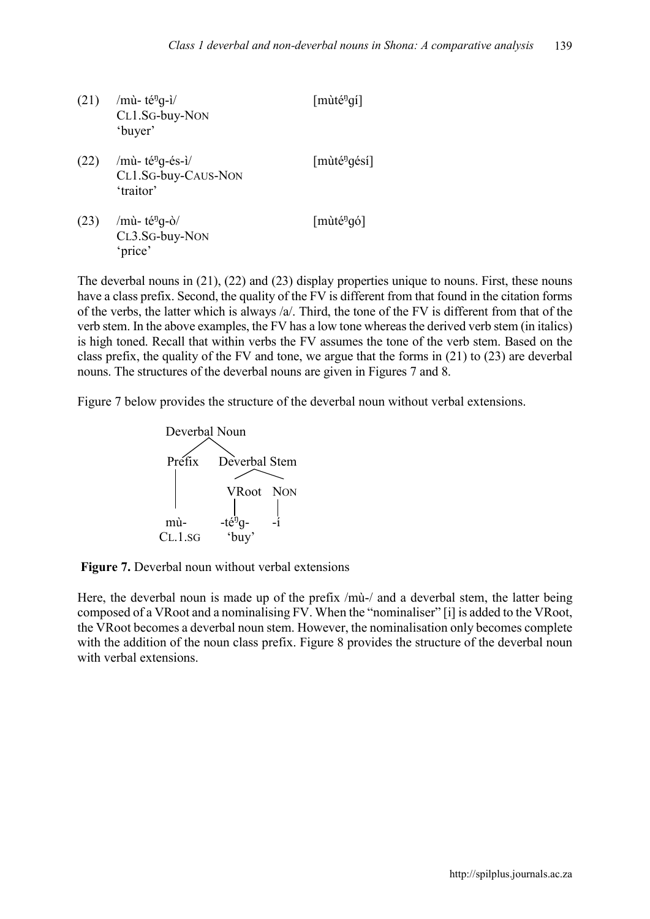(21) /mù- téᵑg-ì/ [mùtéᵑgí]
CL1.SG-buy-NON
'buyer'

(22) /mù- téᵑg-és-ì/ [mùtéᵑgésí]
CL1.SG-buy-CAUS-NON
'traitor'

(23) /mù- téᵑg-ò/ [mùtéᵑgó]
CL3.SG-buy-NON
'price'

The deverbal nouns in (21), (22) and (23) display properties unique to nouns. First, these nouns have a class prefix. Second, the quality of the FV is different from that found in the citation forms of the verbs, the latter which is always /a/. Third, the tone of the FV is different from that of the verb stem. In the above examples, the FV has a low tone whereas the derived verb stem (in italics) is high toned. Recall that within verbs the FV assumes the tone of the verb stem. Based on the class prefix, the quality of the FV and tone, we argue that the forms in (21) to (23) are deverbal nouns. The structures of the deverbal nouns are given in Figures 7 and 8.

Figure 7 below provides the structure of the deverbal noun without verbal extensions.

```
        Deverbal Noun
        /          \
    Prefix      Deverbal Stem
      |          /        \
      |       VRoot      NON
      |         |         |
     mù-      -téᵑg-     -í
   CL.1.SG    'buy'
```

**Figure 7.** Deverbal noun without verbal extensions

Here, the deverbal noun is made up of the prefix /mù-/ and a deverbal stem, the latter being composed of a VRoot and a nominalising FV. When the "nominaliser" [i] is added to the VRoot, the VRoot becomes a deverbal noun stem. However, the nominalisation only becomes complete with the addition of the noun class prefix. Figure 8 provides the structure of the deverbal noun with verbal extensions.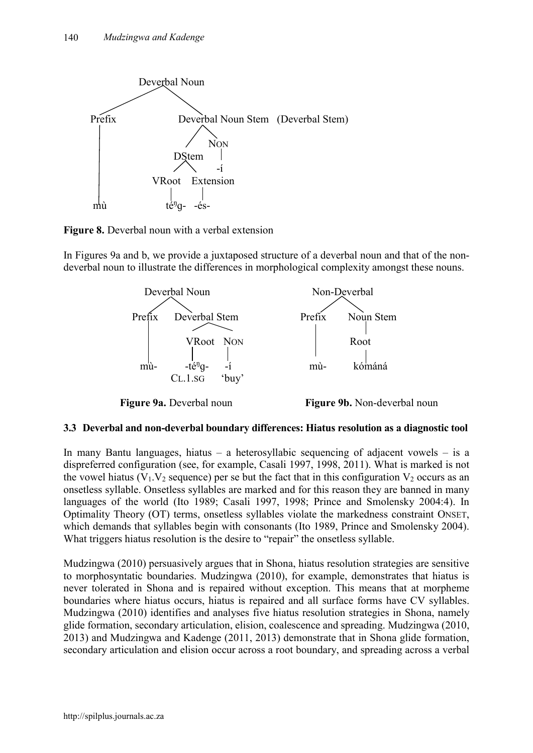```
                    Deverbal Noun
                   /            \
             Prefix              Deverbal Noun Stem   (Deverbal Stem)
               |                   /          \
               |                DStem          NON
               |               /     \          |
               |           VRoot   Extension    -í
               |             |         |
              mù           téⁿg-     -és-
```

**Figure 8.** Deverbal noun with a verbal extension

In Figures 9a and b, we provide a juxtaposed structure of a deverbal noun and that of the non-deverbal noun to illustrate the differences in morphological complexity amongst these nouns.

```
        Deverbal Noun                          Non-Deverbal
        /          \                           /          \
   Prefix      Deverbal Stem              Prefix       Noun Stem
     |           /       \                  |              |
     |        VRoot      NON                |             Root
     |          |         |                 |              |
    mù-       -téⁿg-     -í                mù-          kómáná
             CL.1.SG    'buy'
```

**Figure 9a.** Deverbal noun **Figure 9b.** Non-deverbal noun

### 3.3 Deverbal and non-deverbal boundary differences: Hiatus resolution as a diagnostic tool

In many Bantu languages, hiatus – a heterosyllabic sequencing of adjacent vowels – is a dispreferred configuration (see, for example, Casali 1997, 1998, 2011). What is marked is not the vowel hiatus ($V_1.V_2$ sequence) per se but the fact that in this configuration $V_2$ occurs as an onsetless syllable. Onsetless syllables are marked and for this reason they are banned in many languages of the world (Ito 1989; Casali 1997, 1998; Prince and Smolensky 2004:4). In Optimality Theory (OT) terms, onsetless syllables violate the markedness constraint ONSET, which demands that syllables begin with consonants (Ito 1989, Prince and Smolensky 2004). What triggers hiatus resolution is the desire to "repair" the onsetless syllable.

Mudzingwa (2010) persuasively argues that in Shona, hiatus resolution strategies are sensitive to morphosyntactic boundaries. Mudzingwa (2010), for example, demonstrates that hiatus is never tolerated in Shona and is repaired without exception. This means that at morpheme boundaries where hiatus occurs, hiatus is repaired and all surface forms have CV syllables. Mudzingwa (2010) identifies and analyses five hiatus resolution strategies in Shona, namely glide formation, secondary articulation, elision, coalescence and spreading. Mudzingwa (2010, 2013) and Mudzingwa and Kadenge (2011, 2013) demonstrate that in Shona glide formation, secondary articulation and elision occur across a root boundary, and spreading across a verbal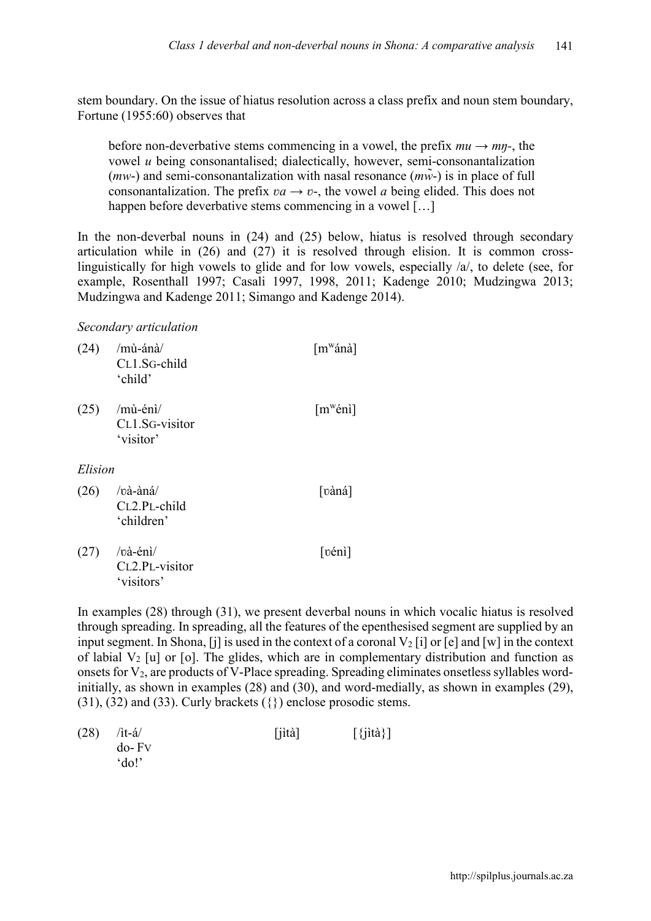stem boundary. On the issue of hiatus resolution across a class prefix and noun stem boundary, Fortune (1955:60) observes that

> before non-deverbative stems commencing in a vowel, the prefix *mu* → *mŋ*-, the vowel *u* being consonantalised; dialectically, however, semi-consonantalization (*mw*-) and semi-consonantalization with nasal resonance (*mw̃*-) is in place of full consonantalization. The prefix *ʋa* → *ʋ*-, the vowel *a* being elided. This does not happen before deverbative stems commencing in a vowel […]

In the non-deverbal nouns in (24) and (25) below, hiatus is resolved through secondary articulation while in (26) and (27) it is resolved through elision. It is common cross-linguistically for high vowels to glide and for low vowels, especially /a/, to delete (see, for example, Rosenthall 1997; Casali 1997, 1998, 2011; Kadenge 2010; Mudzingwa 2013; Mudzingwa and Kadenge 2011; Simango and Kadenge 2014).

*Secondary articulation*

(24) /mù-ánà/ [mʷánà]
CL1.SG-child
'child'

(25) /mù-énì/ [mʷénì]
CL1.SG-visitor
'visitor'

*Elision*

(26) /ʋà-àná/ [ʋàná]
CL2.PL-child
'children'

(27) /ʋà-énì/ [ʋénì]
CL2.PL-visitor
'visitors'

In examples (28) through (31), we present deverbal nouns in which vocalic hiatus is resolved through spreading. In spreading, all the features of the epenthesised segment are supplied by an input segment. In Shona, [j] is used in the context of a coronal $V_2$ [i] or [e] and [w] in the context of labial $V_2$ [u] or [o]. The glides, which are in complementary distribution and function as onsets for $V_2$, are products of V-Place spreading. Spreading eliminates onsetless syllables word-initially, as shown in examples (28) and (30), and word-medially, as shown in examples (29), (31), (32) and (33). Curly brackets ({}) enclose prosodic stems.

(28) /ìt-á/ [jìtà] [{jìtà}]
do- FV
'do!'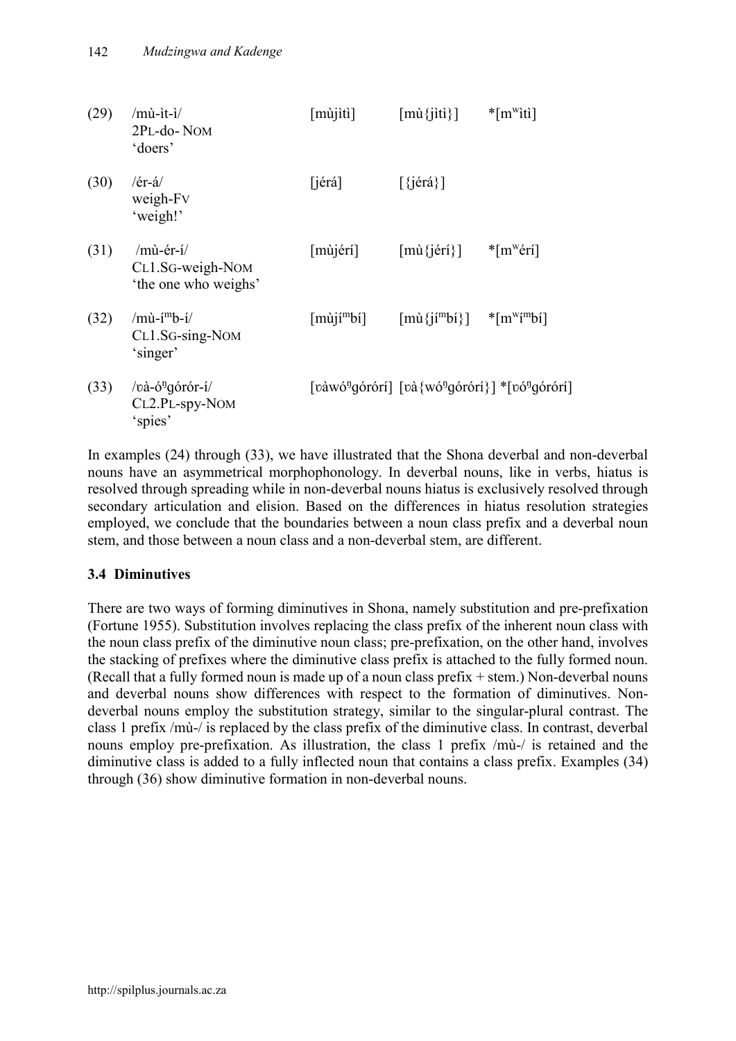(29) /mù-ìt-ì/ [mùjìtì] [mù{jìtì}] *[mʷìtì]
2PL-do- NOM
'doers'

(30) /ér-á/ [jérá] [{jérá}]
weigh-FV
'weigh!'

(31) /mù-ér-í/ [mùjérí] [mù{jérí}] *[mʷérí]
CL1.SG-weigh-NOM
'the one who weighs'

(32) /mù-íᵐb-í/ [mùjíᵐbí] [mù{jíᵐbí}] *[mʷíᵐbí]
CL1.SG-sing-NOM
'singer'

(33) /ʋà-óᵑgórór-í/ [ʋàwóᵑgórórí] [ʋà{wóᵑgórórí}] *[ʋóᵑgórórí]
CL2.PL-spy-NOM
'spies'

In examples (24) through (33), we have illustrated that the Shona deverbal and non-deverbal nouns have an asymmetrical morphophonology. In deverbal nouns, like in verbs, hiatus is resolved through spreading while in non-deverbal nouns hiatus is exclusively resolved through secondary articulation and elision. Based on the differences in hiatus resolution strategies employed, we conclude that the boundaries between a noun class prefix and a deverbal noun stem, and those between a noun class and a non-deverbal stem, are different.

### 3.4 Diminutives

There are two ways of forming diminutives in Shona, namely substitution and pre-prefixation (Fortune 1955). Substitution involves replacing the class prefix of the inherent noun class with the noun class prefix of the diminutive noun class; pre-prefixation, on the other hand, involves the stacking of prefixes where the diminutive class prefix is attached to the fully formed noun. (Recall that a fully formed noun is made up of a noun class prefix + stem.) Non-deverbal nouns and deverbal nouns show differences with respect to the formation of diminutives. Non-deverbal nouns employ the substitution strategy, similar to the singular-plural contrast. The class 1 prefix /mù-/ is replaced by the class prefix of the diminutive class. In contrast, deverbal nouns employ pre-prefixation. As illustration, the class 1 prefix /mù-/ is retained and the diminutive class is added to a fully inflected noun that contains a class prefix. Examples (34) through (36) show diminutive formation in non-deverbal nouns.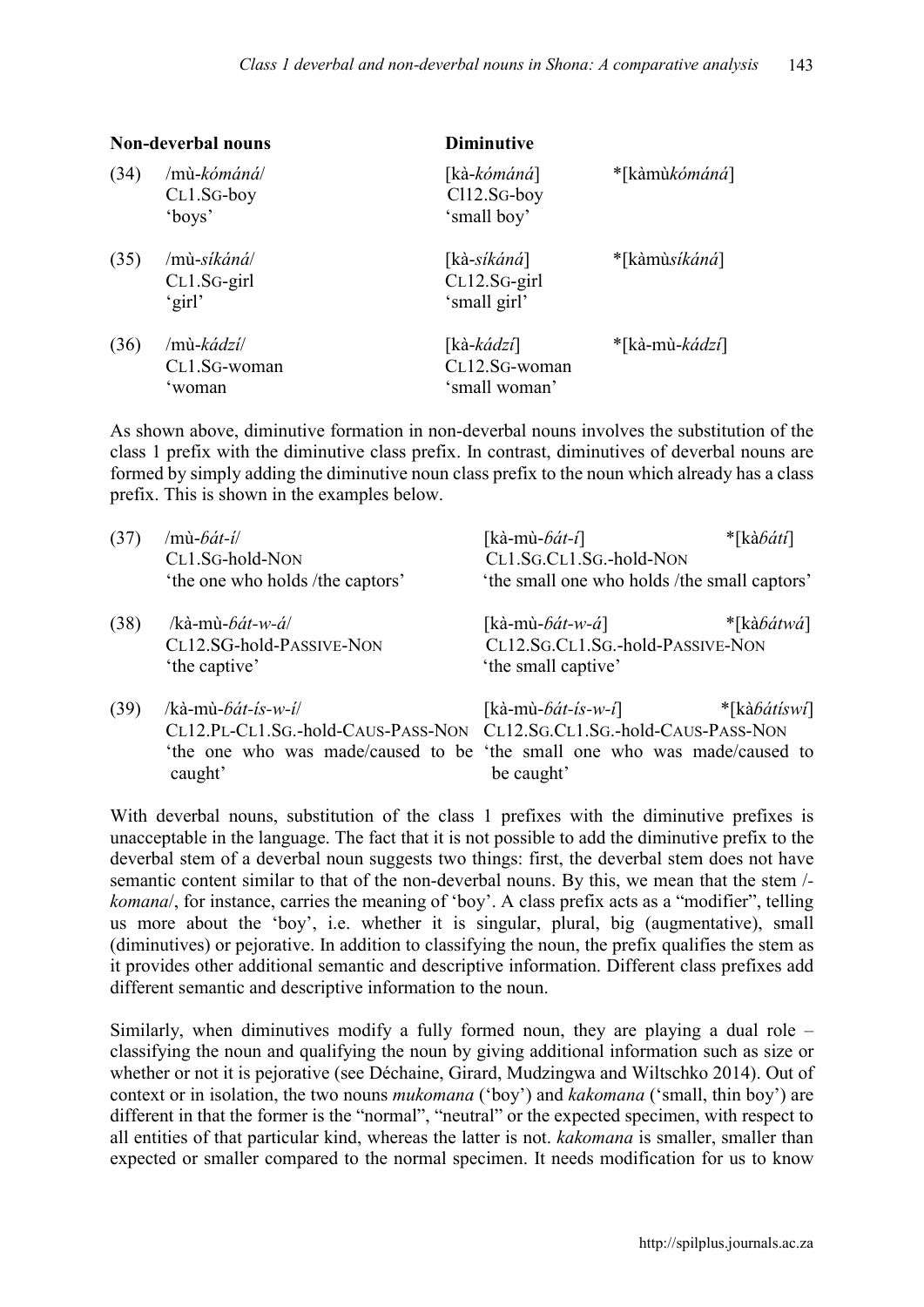**Non-deverbal nouns** **Diminutive**

(34) /mù-*kómáná*/ [kà-*kómáná*] *[kàmù*kómáná*]
CL1.SG-boy Cl12.SG-boy
'boys' 'small boy'

(35) /mù-*síkáná*/ [kà-*síkáná*] *[kàmù*síkáná*]
CL1.SG-girl CL12.SG-girl
'girl' 'small girl'

(36) /mù-*kádzí*/ [kà-*kádzí*] *[kà-mù-*kádzí*]
CL1.SG-woman CL12.SG-woman
'woman 'small woman'

As shown above, diminutive formation in non-deverbal nouns involves the substitution of the class 1 prefix with the diminutive class prefix. In contrast, diminutives of deverbal nouns are formed by simply adding the diminutive noun class prefix to the noun which already has a class prefix. This is shown in the examples below.

(37) /mù-*ɓát-í*/ [kà-mù-*ɓát-í*] *[kà*ɓátí*]
CL1.SG-hold-NON CL1.SG.CL1.SG.-hold-NON
'the one who holds /the captors' 'the small one who holds /the small captors'

(38) /kà-mù-*ɓát-w-á*/ [kà-mù-*ɓát-w-á*] *[kà*ɓátwá*]
CL12.SG-hold-PASSIVE-NON CL12.SG.CL1.SG.-hold-PASSIVE-NON
'the captive' 'the small captive'

(39) /kà-mù-*ɓát-ís-w-í*/ [kà-mù-*ɓát-ís-w-í*] *[kà*ɓátíswí*]
CL12.PL-CL1.SG.-hold-CAUS-PASS-NON CL12.SG.CL1.SG.-hold-CAUS-PASS-NON
'the one who was made/caused to be caught' 'the small one who was made/caused to be caught'

With deverbal nouns, substitution of the class 1 prefixes with the diminutive prefixes is unacceptable in the language. The fact that it is not possible to add the diminutive prefix to the deverbal stem of a deverbal noun suggests two things: first, the deverbal stem does not have semantic content similar to that of the non-deverbal nouns. By this, we mean that the stem /-*komana*/, for instance, carries the meaning of 'boy'. A class prefix acts as a "modifier", telling us more about the 'boy', i.e. whether it is singular, plural, big (augmentative), small (diminutives) or pejorative. In addition to classifying the noun, the prefix qualifies the stem as it provides other additional semantic and descriptive information. Different class prefixes add different semantic and descriptive information to the noun.

Similarly, when diminutives modify a fully formed noun, they are playing a dual role – classifying the noun and qualifying the noun by giving additional information such as size or whether or not it is pejorative (see Déchaine, Girard, Mudzingwa and Wiltschko 2014). Out of context or in isolation, the two nouns *mukomana* ('boy') and *kakomana* ('small, thin boy') are different in that the former is the "normal", "neutral" or the expected specimen, with respect to all entities of that particular kind, whereas the latter is not. *kakomana* is smaller, smaller than expected or smaller compared to the normal specimen. It needs modification for us to know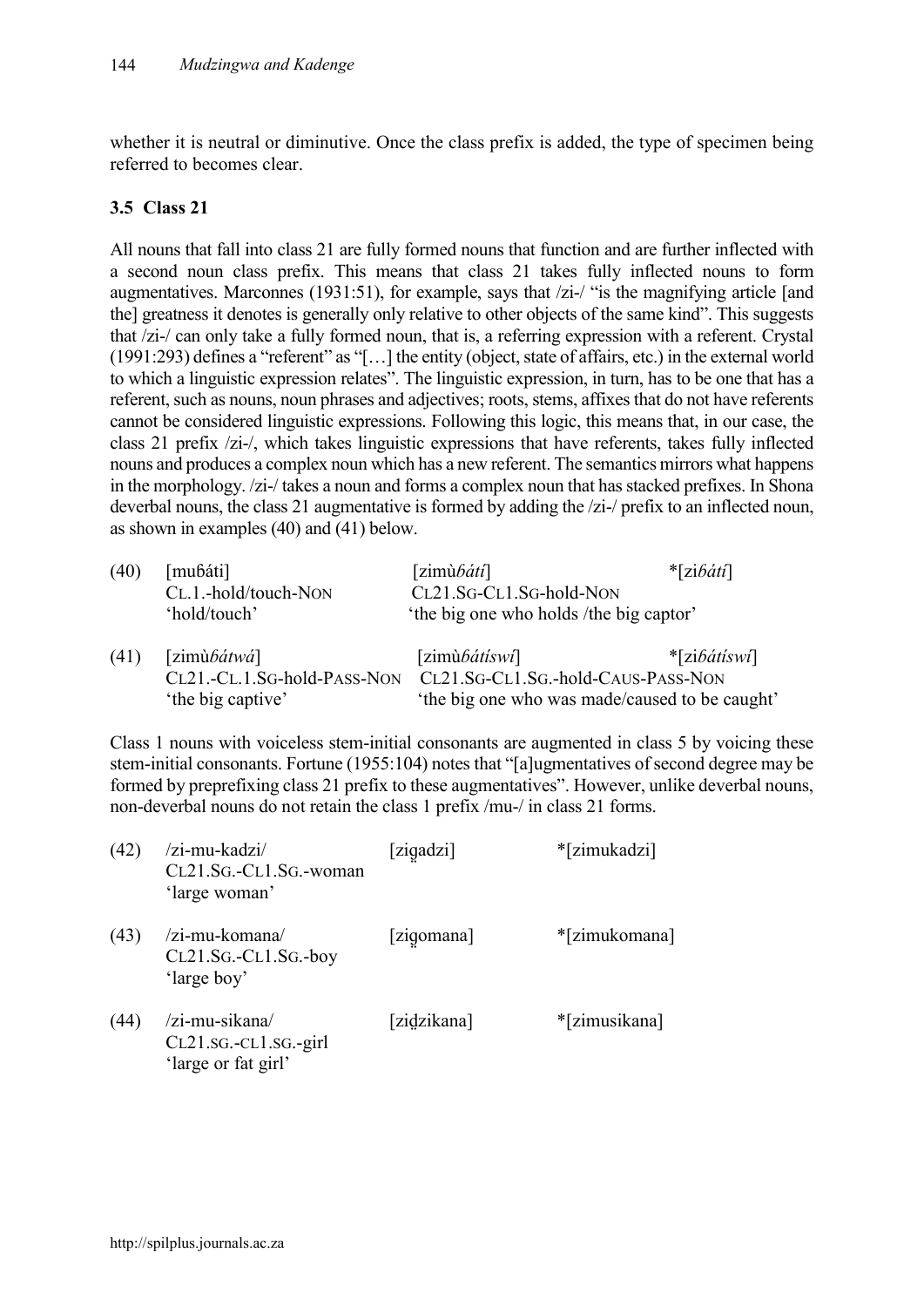whether it is neutral or diminutive. Once the class prefix is added, the type of specimen being referred to becomes clear.

### 3.5 Class 21

All nouns that fall into class 21 are fully formed nouns that function and are further inflected with a second noun class prefix. This means that class 21 takes fully inflected nouns to form augmentatives. Marconnes (1931:51), for example, says that /zi-/ "is the magnifying article [and the] greatness it denotes is generally only relative to other objects of the same kind". This suggests that /zi-/ can only take a fully formed noun, that is, a referring expression with a referent. Crystal (1991:293) defines a "referent" as "[…] the entity (object, state of affairs, etc.) in the external world to which a linguistic expression relates". The linguistic expression, in turn, has to be one that has a referent, such as nouns, noun phrases and adjectives; roots, stems, affixes that do not have referents cannot be considered linguistic expressions. Following this logic, this means that, in our case, the class 21 prefix /zi-/, which takes linguistic expressions that have referents, takes fully inflected nouns and produces a complex noun which has a new referent. The semantics mirrors what happens in the morphology. /zi-/ takes a noun and forms a complex noun that has stacked prefixes. In Shona deverbal nouns, the class 21 augmentative is formed by adding the /zi-/ prefix to an inflected noun, as shown in examples (40) and (41) below.

(40) [muɓáti] — CL.1.-hold/touch-NON — 'hold/touch'
[zimù*ɓátí*] — CL21.SG-CL1.SG-hold-NON — 'the big one who holds /the big captor'
*[zi*ɓátí*]

(41) [zimù*ɓátwá*] — CL21.-CL.1.SG-hold-PASS-NON — 'the big captive'
[zimù*ɓátíswí*] — CL21.SG-CL1.SG.-hold-CAUS-PASS-NON — 'the big one who was made/caused to be caught'
*[zi*ɓátíswí*]

Class 1 nouns with voiceless stem-initial consonants are augmented in class 5 by voicing these stem-initial consonants. Fortune (1955:104) notes that "[a]ugmentatives of second degree may be formed by preprefixing class 21 prefix to these augmentatives". However, unlike deverbal nouns, non-deverbal nouns do not retain the class 1 prefix /mu-/ in class 21 forms.

(42) /zi-mu-kadzi/ — CL21.SG.-CL1.SG.-woman — 'large woman' — [zig̊adzi] — *[zimukadzi]

(43) /zi-mu-komana/ — CL21.SG.-CL1.SG.-boy — 'large boy' — [zig̊omana] — *[zimukomana]

(44) /zi-mu-sikana/ — CL21.SG.-CL1.SG.-girl — 'large or fat girl' — [zid̥zikana] — *[zimusikana]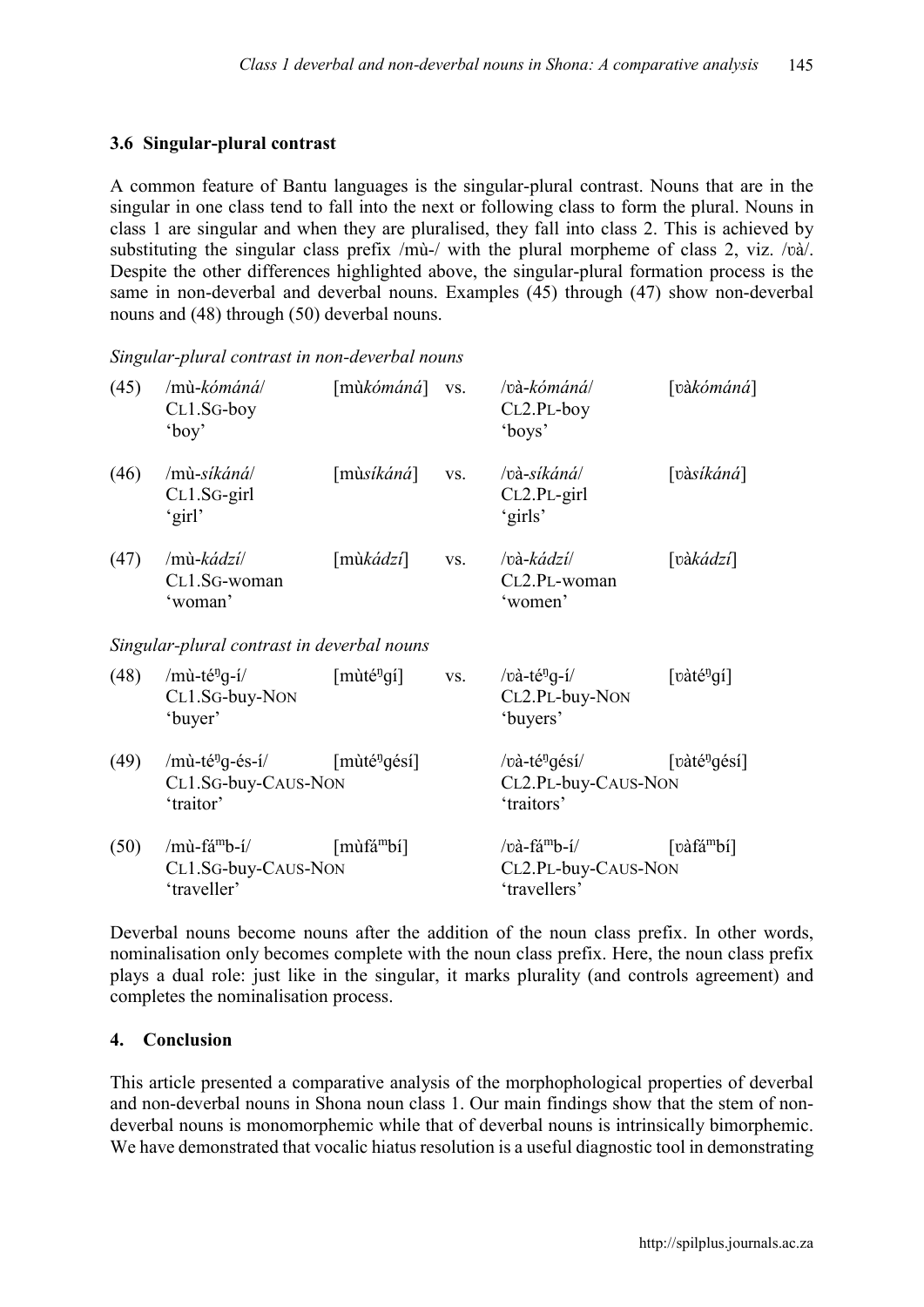### 3.6 Singular-plural contrast

A common feature of Bantu languages is the singular-plural contrast. Nouns that are in the singular in one class tend to fall into the next or following class to form the plural. Nouns in class 1 are singular and when they are pluralised, they fall into class 2. This is achieved by substituting the singular class prefix /mù-/ with the plural morpheme of class 2, viz. /ʋà/. Despite the other differences highlighted above, the singular-plural formation process is the same in non-deverbal and deverbal nouns. Examples (45) through (47) show non-deverbal nouns and (48) through (50) deverbal nouns.

*Singular-plural contrast in non-deverbal nouns*

(45) /mù-*kómáná*/ [mù*kómáná*] vs. /ʋà-*kómáná*/ [ʋà*kómáná*]
CL1.SG-boy — CL2.PL-boy
'boy' — 'boys'

(46) /mù-*síkáná*/ [mù*síkáná*] vs. /ʋà-*síkáná*/ [ʋà*síkáná*]
CL1.SG-girl — CL2.PL-girl
'girl' — 'girls'

(47) /mù-*kádzí*/ [mù*kádzí*] vs. /ʋà-*kádzí*/ [ʋà*kádzí*]
CL1.SG-woman — CL2.PL-woman
'woman' — 'women'

*Singular-plural contrast in deverbal nouns*

(48) /mù-téᵑg-í/ [mùtéᵑgí] vs. /ʋà-téᵑg-í/ [ʋàtéᵑgí]
CL1.SG-buy-NON — CL2.PL-buy-NON
'buyer' — 'buyers'

(49) /mù-téᵑg-és-í/ [mùtéᵑgésí] /ʋà-téᵑgésí/ [ʋàtéᵑgésí]
CL1.SG-buy-CAUS-NON — CL2.PL-buy-CAUS-NON
'traitor' — 'traitors'

(50) /mù-fáᵐb-í/ [mùfáᵐbí] /ʋà-fáᵐb-í/ [ʋàfáᵐbí]
CL1.SG-buy-CAUS-NON — CL2.PL-buy-CAUS-NON
'traveller' — 'travellers'

Deverbal nouns become nouns after the addition of the noun class prefix. In other words, nominalisation only becomes complete with the noun class prefix. Here, the noun class prefix plays a dual role: just like in the singular, it marks plurality (and controls agreement) and completes the nominalisation process.

## 4. Conclusion

This article presented a comparative analysis of the morphophological properties of deverbal and non-deverbal nouns in Shona noun class 1. Our main findings show that the stem of non-deverbal nouns is monomorphemic while that of deverbal nouns is intrinsically bimorphemic. We have demonstrated that vocalic hiatus resolution is a useful diagnostic tool in demonstrating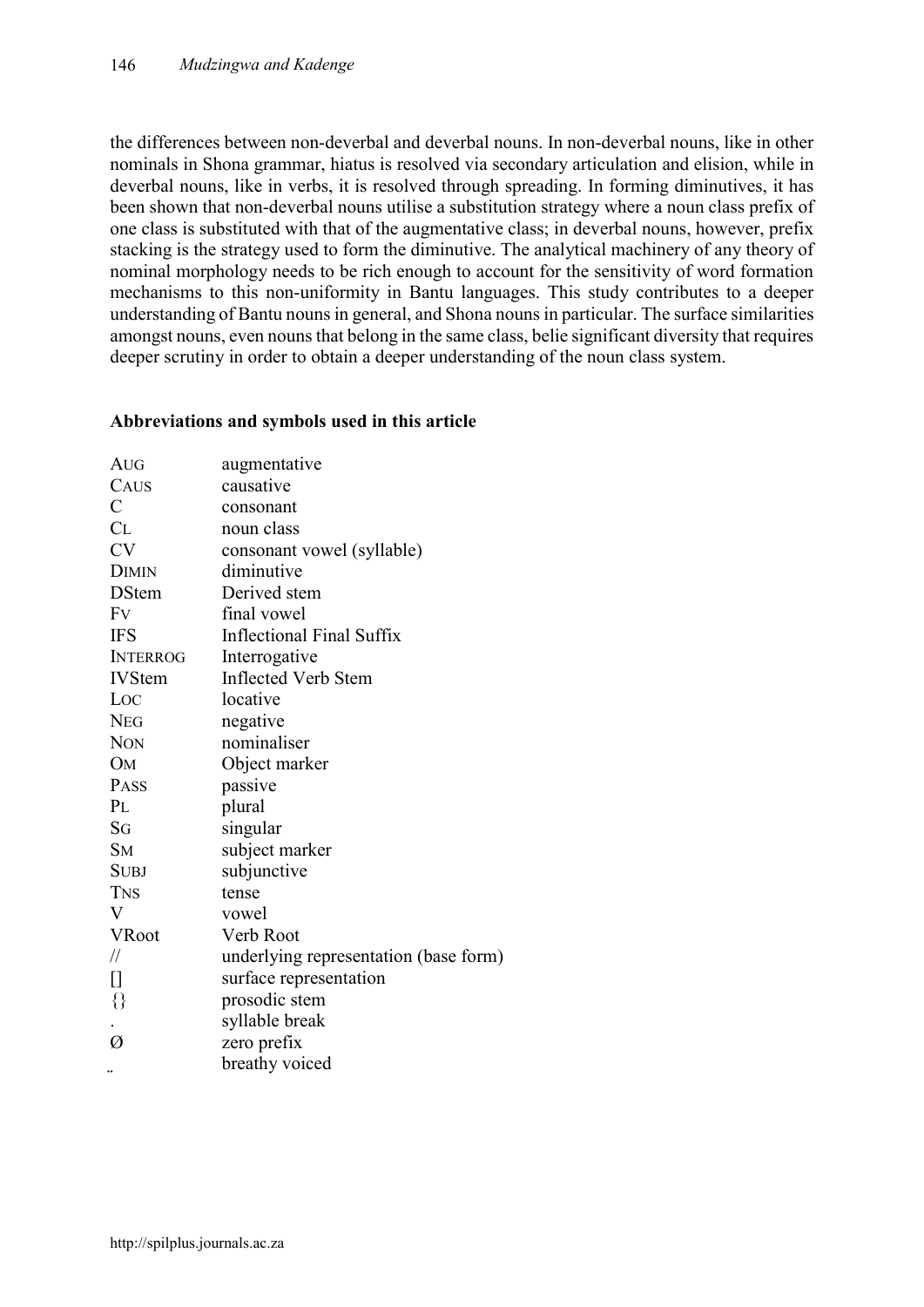the differences between non-deverbal and deverbal nouns. In non-deverbal nouns, like in other nominals in Shona grammar, hiatus is resolved via secondary articulation and elision, while in deverbal nouns, like in verbs, it is resolved through spreading. In forming diminutives, it has been shown that non-deverbal nouns utilise a substitution strategy where a noun class prefix of one class is substituted with that of the augmentative class; in deverbal nouns, however, prefix stacking is the strategy used to form the diminutive. The analytical machinery of any theory of nominal morphology needs to be rich enough to account for the sensitivity of word formation mechanisms to this non-uniformity in Bantu languages. This study contributes to a deeper understanding of Bantu nouns in general, and Shona nouns in particular. The surface similarities amongst nouns, even nouns that belong in the same class, belie significant diversity that requires deeper scrutiny in order to obtain a deeper understanding of the noun class system.

**Abbreviations and symbols used in this article**

| | |
|---|---|
| AUG | augmentative |
| CAUS | causative |
| C | consonant |
| CL | noun class |
| CV | consonant vowel (syllable) |
| DIMIN | diminutive |
| DStem | Derived stem |
| FV | final vowel |
| IFS | Inflectional Final Suffix |
| INTERROG | Interrogative |
| IVStem | Inflected Verb Stem |
| LOC | locative |
| NEG | negative |
| NON | nominaliser |
| OM | Object marker |
| PASS | passive |
| PL | plural |
| SG | singular |
| SM | subject marker |
| SUBJ | subjunctive |
| TNS | tense |
| V | vowel |
| VRoot | Verb Root |
| // | underlying representation (base form) |
| [] | surface representation |
| {} | prosodic stem |
| . | syllable break |
| Ø | zero prefix |
| ̤ | breathy voiced |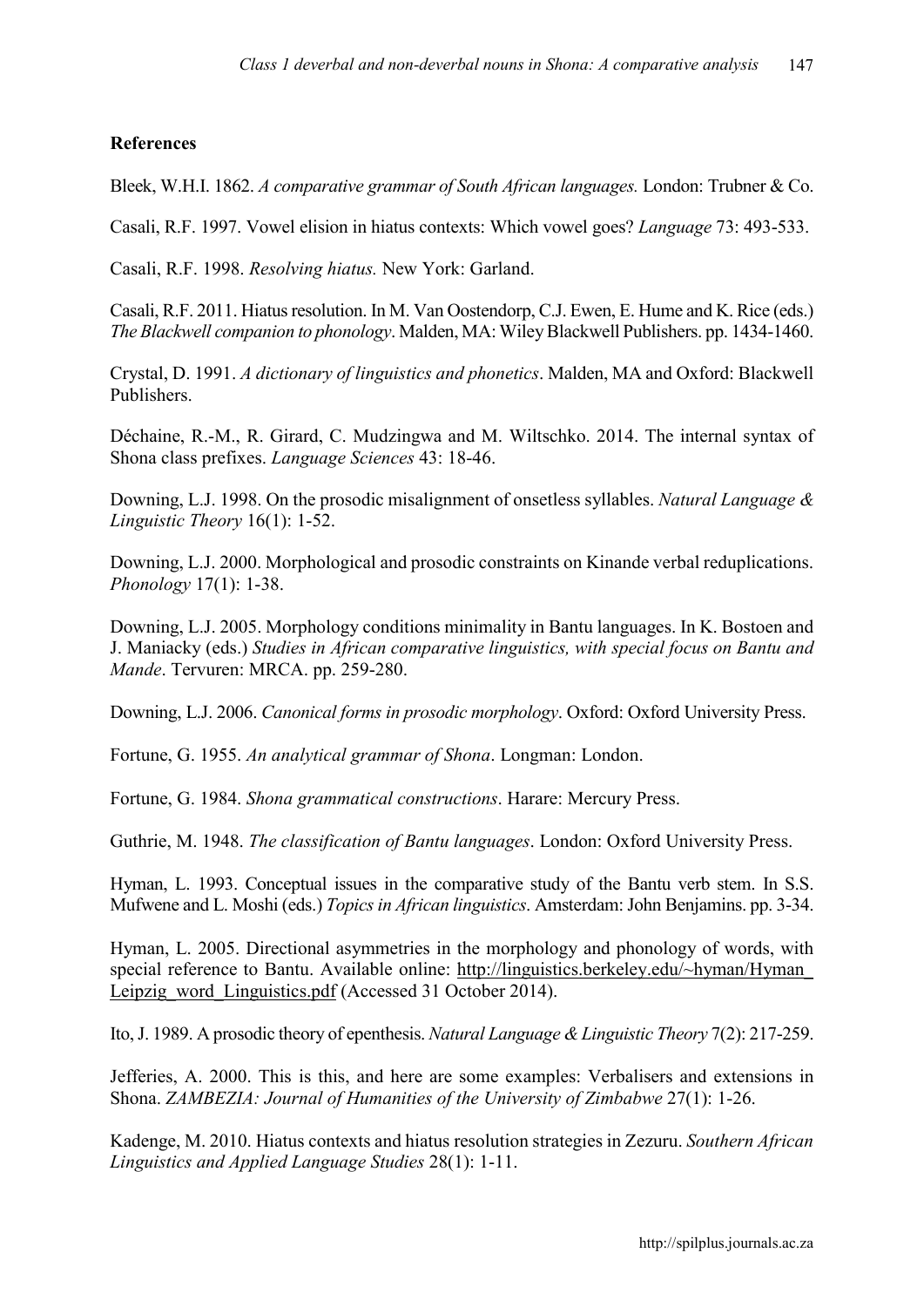## References

Bleek, W.H.I. 1862. *A comparative grammar of South African languages.* London: Trubner & Co.

Casali, R.F. 1997. Vowel elision in hiatus contexts: Which vowel goes? *Language* 73: 493-533.

Casali, R.F. 1998. *Resolving hiatus.* New York: Garland.

Casali, R.F. 2011. Hiatus resolution. In M. Van Oostendorp, C.J. Ewen, E. Hume and K. Rice (eds.) *The Blackwell companion to phonology*. Malden, MA: Wiley Blackwell Publishers. pp. 1434-1460.

Crystal, D. 1991. *A dictionary of linguistics and phonetics*. Malden, MA and Oxford: Blackwell Publishers.

Déchaine, R.-M., R. Girard, C. Mudzingwa and M. Wiltschko. 2014. The internal syntax of Shona class prefixes. *Language Sciences* 43: 18-46.

Downing, L.J. 1998. On the prosodic misalignment of onsetless syllables. *Natural Language & Linguistic Theory* 16(1): 1-52.

Downing, L.J. 2000. Morphological and prosodic constraints on Kinande verbal reduplications. *Phonology* 17(1): 1-38.

Downing, L.J. 2005. Morphology conditions minimality in Bantu languages. In K. Bostoen and J. Maniacky (eds.) *Studies in African comparative linguistics, with special focus on Bantu and Mande*. Tervuren: MRCA. pp. 259-280.

Downing, L.J. 2006. *Canonical forms in prosodic morphology*. Oxford: Oxford University Press.

Fortune, G. 1955. *An analytical grammar of Shona*. Longman: London.

Fortune, G. 1984. *Shona grammatical constructions*. Harare: Mercury Press.

Guthrie, M. 1948. *The classification of Bantu languages*. London: Oxford University Press.

Hyman, L. 1993. Conceptual issues in the comparative study of the Bantu verb stem. In S.S. Mufwene and L. Moshi (eds.) *Topics in African linguistics*. Amsterdam: John Benjamins. pp. 3-34.

Hyman, L. 2005. Directional asymmetries in the morphology and phonology of words, with special reference to Bantu. Available online: http://linguistics.berkeley.edu/~hyman/Hyman_Leipzig_word_Linguistics.pdf (Accessed 31 October 2014).

Ito, J. 1989. A prosodic theory of epenthesis. *Natural Language & Linguistic Theory* 7(2): 217-259.

Jefferies, A. 2000. This is this, and here are some examples: Verbalisers and extensions in Shona. *ZAMBEZIA: Journal of Humanities of the University of Zimbabwe* 27(1): 1-26.

Kadenge, M. 2010. Hiatus contexts and hiatus resolution strategies in Zezuru. *Southern African Linguistics and Applied Language Studies* 28(1): 1-11.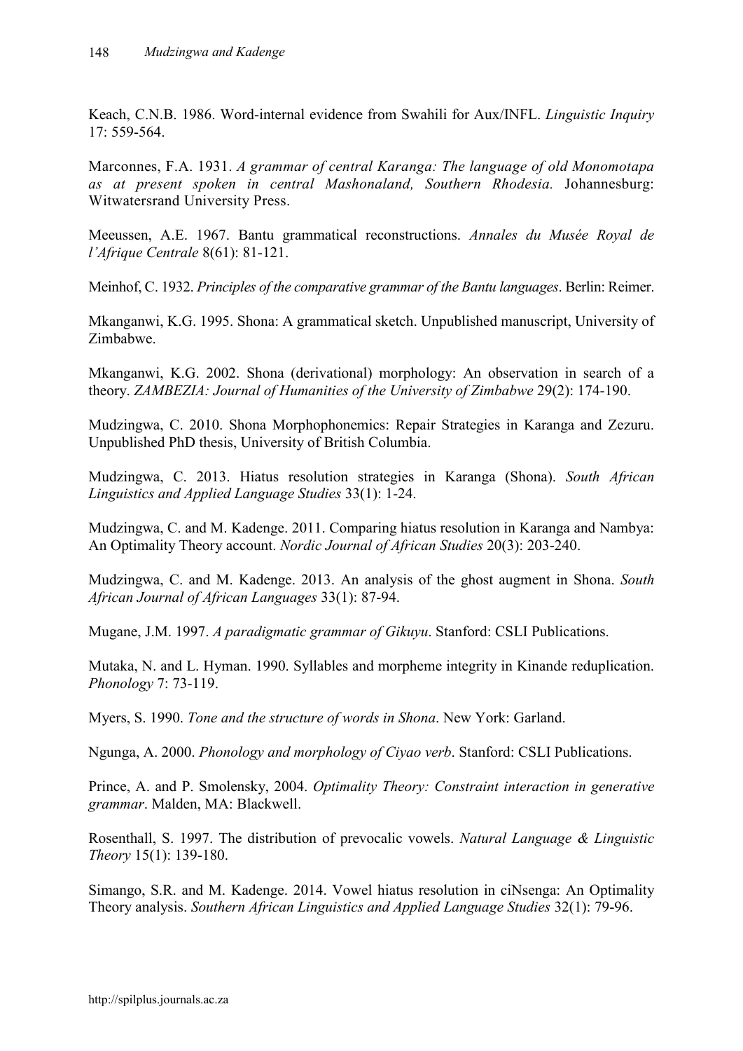Keach, C.N.B. 1986. Word-internal evidence from Swahili for Aux/INFL. *Linguistic Inquiry* 17: 559-564.

Marconnes, F.A. 1931. *A grammar of central Karanga: The language of old Monomotapa as at present spoken in central Mashonaland, Southern Rhodesia.* Johannesburg: Witwatersrand University Press.

Meeussen, A.E. 1967. Bantu grammatical reconstructions. *Annales du Musée Royal de l'Afrique Centrale* 8(61): 81-121.

Meinhof, C. 1932. *Principles of the comparative grammar of the Bantu languages*. Berlin: Reimer.

Mkanganwi, K.G. 1995. Shona: A grammatical sketch. Unpublished manuscript, University of Zimbabwe.

Mkanganwi, K.G. 2002. Shona (derivational) morphology: An observation in search of a theory. *ZAMBEZIA: Journal of Humanities of the University of Zimbabwe* 29(2): 174-190.

Mudzingwa, C. 2010. Shona Morphophonemics: Repair Strategies in Karanga and Zezuru. Unpublished PhD thesis, University of British Columbia.

Mudzingwa, C. 2013. Hiatus resolution strategies in Karanga (Shona). *South African Linguistics and Applied Language Studies* 33(1): 1-24.

Mudzingwa, C. and M. Kadenge. 2011. Comparing hiatus resolution in Karanga and Nambya: An Optimality Theory account. *Nordic Journal of African Studies* 20(3): 203-240.

Mudzingwa, C. and M. Kadenge. 2013. An analysis of the ghost augment in Shona. *South African Journal of African Languages* 33(1): 87-94.

Mugane, J.M. 1997. *A paradigmatic grammar of Gikuyu*. Stanford: CSLI Publications.

Mutaka, N. and L. Hyman. 1990. Syllables and morpheme integrity in Kinande reduplication. *Phonology* 7: 73-119.

Myers, S. 1990. *Tone and the structure of words in Shona*. New York: Garland.

Ngunga, A. 2000. *Phonology and morphology of Ciyao verb*. Stanford: CSLI Publications.

Prince, A. and P. Smolensky, 2004. *Optimality Theory: Constraint interaction in generative grammar*. Malden, MA: Blackwell.

Rosenthall, S. 1997. The distribution of prevocalic vowels. *Natural Language & Linguistic Theory* 15(1): 139-180.

Simango, S.R. and M. Kadenge. 2014. Vowel hiatus resolution in ciNsenga: An Optimality Theory analysis. *Southern African Linguistics and Applied Language Studies* 32(1): 79-96.